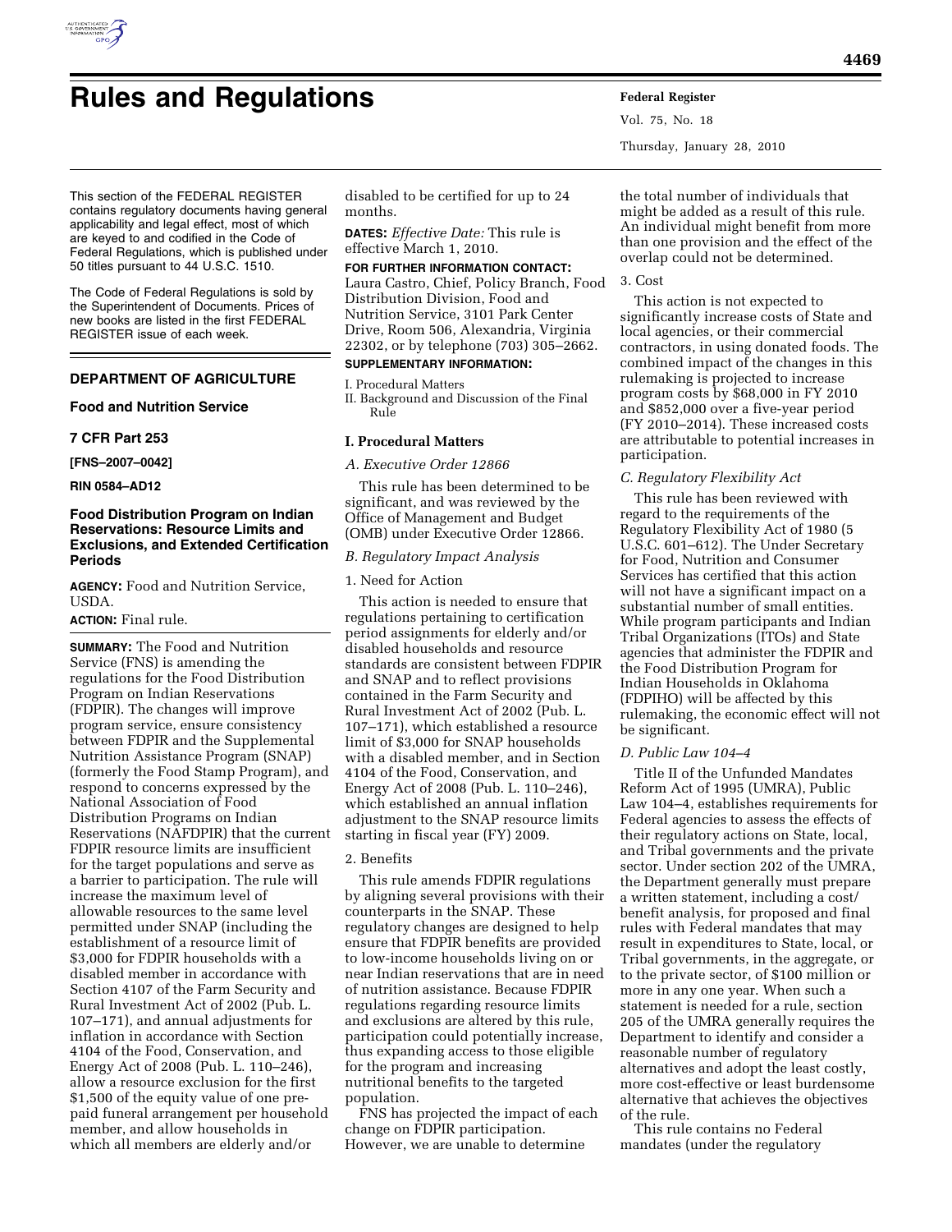# Rules and Regulations

This section of the FEDERAL REGISTER contains regulatory documents having general applicability and legal effect, most of which are keyed to and codified in the Code of Federal Regulations, which is published under 50 titles pursuant to 44 U.S.C. 1510.

The Code of Federal Regulations is sold by the Superintendent of Documents. Prices of new books are listed in the first FEDERAL REGISTER issue of each week.

## DEPARTMENT OF AGRICULTURE

### Food and Nutrition Service

### 7 CFR Part 253

**[FNS–2007–0042]**

**RIN 0584–AD12**

### Food Distribution Program on Indian Reservations: Resource Limits and Exclusions, and Extended Certification Periods

**AGENCY:** Food and Nutrition Service, USDA.

**ACTION:** Final rule.

**SUMMARY:** The Food and Nutrition Service (FNS) is amending the regulations for the Food Distribution Program on Indian Reservations (FDPIR). The changes will improve program service, ensure consistency between FDPIR and the Supplemental Nutrition Assistance Program (SNAP) (formerly the Food Stamp Program), and respond to concerns expressed by the National Association of Food Distribution Programs on Indian Reservations (NAFDPIR) that the current FDPIR resource limits are insufficient for the target populations and serve as a barrier to participation. The rule will increase the maximum level of allowable resources to the same level permitted under SNAP (including the establishment of a resource limit of $3,000 for FDPIR households with a disabled member in accordance with Section 4107 of the Farm Security and Rural Investment Act of 2002 (Pub. L. 107–171), and annual adjustments for inflation in accordance with Section 4104 of the Food, Conservation, and Energy Act of 2008 (Pub. L. 110–246), allow a resource exclusion for the first $1,500 of the equity value of one pre-paid funeral arrangement per household member, and allow households in which all members are elderly and/or disabled to be certified for up to 24 months.

**DATES:** *Effective Date:* This rule is effective March 1, 2010.

**FOR FURTHER INFORMATION CONTACT:** Laura Castro, Chief, Policy Branch, Food Distribution Division, Food and Nutrition Service, 3101 Park Center Drive, Room 506, Alexandria, Virginia 22302, or by telephone (703) 305–2662.

**SUPPLEMENTARY INFORMATION:**

I. Procedural Matters
II. Background and Discussion of the Final Rule

## I. Procedural Matters

### *A. Executive Order 12866*

This rule has been determined to be significant, and was reviewed by the Office of Management and Budget (OMB) under Executive Order 12866.

### *B. Regulatory Impact Analysis*

1. Need for Action

This action is needed to ensure that regulations pertaining to certification period assignments for elderly and/or disabled households and resource standards are consistent between FDPIR and SNAP and to reflect provisions contained in the Farm Security and Rural Investment Act of 2002 (Pub. L. 107–171), which established a resource limit of $3,000 for SNAP households with a disabled member, and in Section 4104 of the Food, Conservation, and Energy Act of 2008 (Pub. L. 110–246), which established an annual inflation adjustment to the SNAP resource limits starting in fiscal year (FY) 2009.

2. Benefits

This rule amends FDPIR regulations by aligning several provisions with their counterparts in the SNAP. These regulatory changes are designed to help ensure that FDPIR benefits are provided to low-income households living on or near Indian reservations that are in need of nutrition assistance. Because FDPIR regulations regarding resource limits and exclusions are altered by this rule, participation could potentially increase, thus expanding access to those eligible for the program and increasing nutritional benefits to the targeted population.

FNS has projected the impact of each change on FDPIR participation. However, we are unable to determine the total number of individuals that might be added as a result of this rule. An individual might benefit from more than one provision and the effect of the overlap could not be determined.

3. Cost

This action is not expected to significantly increase costs of State and local agencies, or their commercial contractors, in using donated foods. The combined impact of the changes in this rulemaking is projected to increase program costs by $68,000 in FY 2010 and $852,000 over a five-year period (FY 2010–2014). These increased costs are attributable to potential increases in participation.

### *C. Regulatory Flexibility Act*

This rule has been reviewed with regard to the requirements of the Regulatory Flexibility Act of 1980 (5 U.S.C. 601–612). The Under Secretary for Food, Nutrition and Consumer Services has certified that this action will not have a significant impact on a substantial number of small entities. While program participants and Indian Tribal Organizations (ITOs) and State agencies that administer the FDPIR and the Food Distribution Program for Indian Households in Oklahoma (FDPIHO) will be affected by this rulemaking, the economic effect will not be significant.

### *D. Public Law 104–4*

Title II of the Unfunded Mandates Reform Act of 1995 (UMRA), Public Law 104–4, establishes requirements for Federal agencies to assess the effects of their regulatory actions on State, local, and Tribal governments and the private sector. Under section 202 of the UMRA, the Department generally must prepare a written statement, including a cost/benefit analysis, for proposed and final rules with Federal mandates that may result in expenditures to State, local, or Tribal governments, in the aggregate, or to the private sector, of $100 million or more in any one year. When such a statement is needed for a rule, section 205 of the UMRA generally requires the Department to identify and consider a reasonable number of regulatory alternatives and adopt the least costly, more cost-effective or least burdensome alternative that achieves the objectives of the rule.

This rule contains no Federal mandates (under the regulatory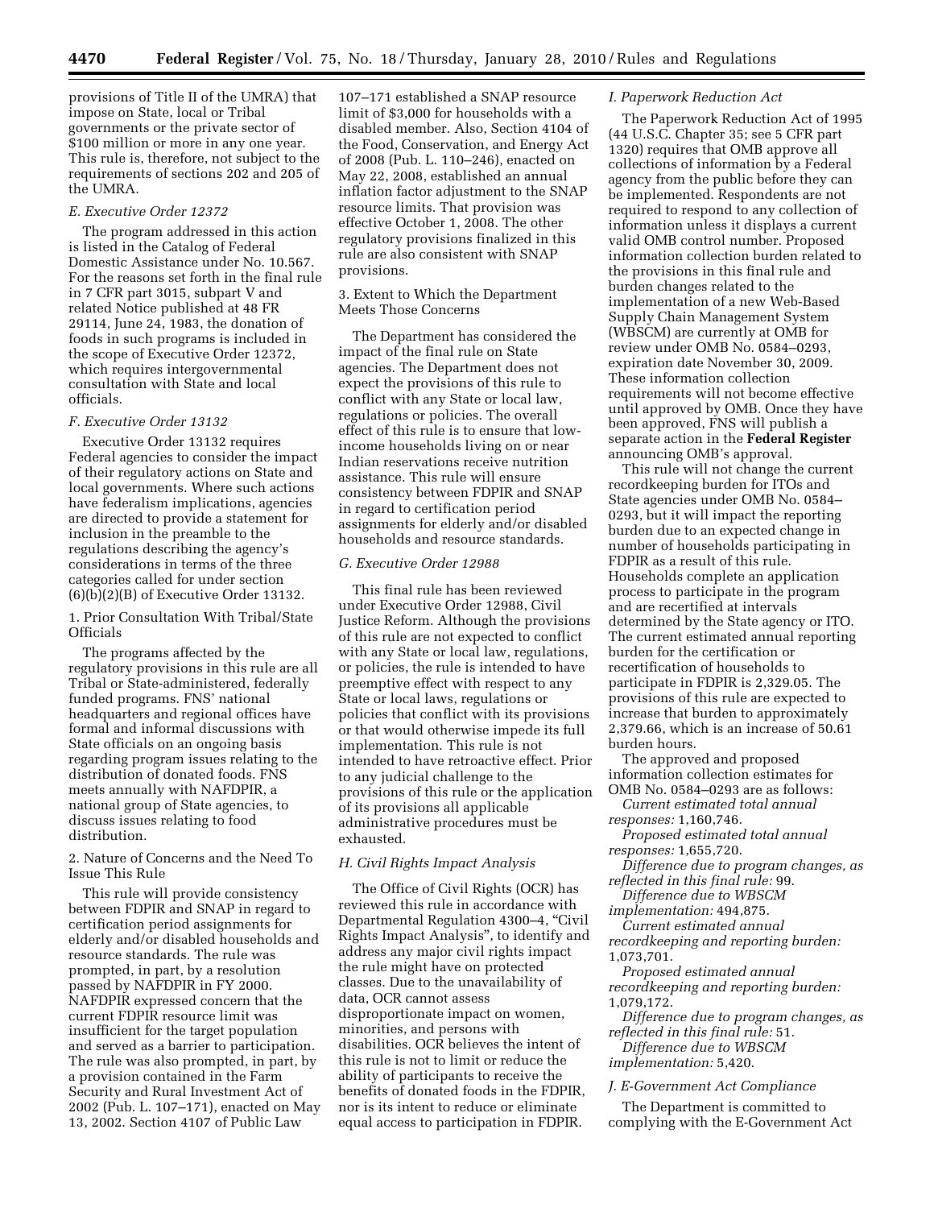provisions of Title II of the UMRA) that impose on State, local or Tribal governments or the private sector of $100 million or more in any one year. This rule is, therefore, not subject to the requirements of sections 202 and 205 of the UMRA.

### *E. Executive Order 12372*

The program addressed in this action is listed in the Catalog of Federal Domestic Assistance under No. 10.567. For the reasons set forth in the final rule in 7 CFR part 3015, subpart V and related Notice published at 48 FR 29114, June 24, 1983, the donation of foods in such programs is included in the scope of Executive Order 12372, which requires intergovernmental consultation with State and local officials.

### *F. Executive Order 13132*

Executive Order 13132 requires Federal agencies to consider the impact of their regulatory actions on State and local governments. Where such actions have federalism implications, agencies are directed to provide a statement for inclusion in the preamble to the regulations describing the agency's considerations in terms of the three categories called for under section (6)(b)(2)(B) of Executive Order 13132.

1. Prior Consultation With Tribal/State Officials

The programs affected by the regulatory provisions in this rule are all Tribal or State-administered, federally funded programs. FNS' national headquarters and regional offices have formal and informal discussions with State officials on an ongoing basis regarding program issues relating to the distribution of donated foods. FNS meets annually with NAFDPIR, a national group of State agencies, to discuss issues relating to food distribution.

2. Nature of Concerns and the Need To Issue This Rule

This rule will provide consistency between FDPIR and SNAP in regard to certification period assignments for elderly and/or disabled households and resource standards. The rule was prompted, in part, by a resolution passed by NAFDPIR in FY 2000. NAFDPIR expressed concern that the current FDPIR resource limit was insufficient for the target population and served as a barrier to participation. The rule was also prompted, in part, by a provision contained in the Farm Security and Rural Investment Act of 2002 (Pub. L. 107–171), enacted on May 13, 2002. Section 4107 of Public Law 107–171 established a SNAP resource limit of $3,000 for households with a disabled member. Also, Section 4104 of the Food, Conservation, and Energy Act of 2008 (Pub. L. 110–246), enacted on May 22, 2008, established an annual inflation factor adjustment to the SNAP resource limits. That provision was effective October 1, 2008. The other regulatory provisions finalized in this rule are also consistent with SNAP provisions.

3. Extent to Which the Department Meets Those Concerns

The Department has considered the impact of the final rule on State agencies. The Department does not expect the provisions of this rule to conflict with any State or local law, regulations or policies. The overall effect of this rule is to ensure that low-income households living on or near Indian reservations receive nutrition assistance. This rule will ensure consistency between FDPIR and SNAP in regard to certification period assignments for elderly and/or disabled households and resource standards.

### *G. Executive Order 12988*

This final rule has been reviewed under Executive Order 12988, Civil Justice Reform. Although the provisions of this rule are not expected to conflict with any State or local law, regulations, or policies, the rule is intended to have preemptive effect with respect to any State or local laws, regulations or policies that conflict with its provisions or that would otherwise impede its full implementation. This rule is not intended to have retroactive effect. Prior to any judicial challenge to the provisions of this rule or the application of its provisions all applicable administrative procedures must be exhausted.

### *H. Civil Rights Impact Analysis*

The Office of Civil Rights (OCR) has reviewed this rule in accordance with Departmental Regulation 4300–4, "Civil Rights Impact Analysis", to identify and address any major civil rights impact the rule might have on protected classes. Due to the unavailability of data, OCR cannot assess disproportionate impact on women, minorities, and persons with disabilities. OCR believes the intent of this rule is not to limit or reduce the ability of participants to receive the benefits of donated foods in the FDPIR, nor is its intent to reduce or eliminate equal access to participation in FDPIR.

### *I. Paperwork Reduction Act*

The Paperwork Reduction Act of 1995 (44 U.S.C. Chapter 35; see 5 CFR part 1320) requires that OMB approve all collections of information by a Federal agency from the public before they can be implemented. Respondents are not required to respond to any collection of information unless it displays a current valid OMB control number. Proposed information collection burden related to the provisions in this final rule and burden changes related to the implementation of a new Web-Based Supply Chain Management System (WBSCM) are currently at OMB for review under OMB No. 0584–0293, expiration date November 30, 2009. These information collection requirements will not become effective until approved by OMB. Once they have been approved, FNS will publish a separate action in the **Federal Register** announcing OMB's approval.

This rule will not change the current recordkeeping burden for ITOs and State agencies under OMB No. 0584–0293, but it will impact the reporting burden due to an expected change in number of households participating in FDPIR as a result of this rule. Households complete an application process to participate in the program and are recertified at intervals determined by the State agency or ITO. The current estimated annual reporting burden for the certification or recertification of households to participate in FDPIR is 2,329.05. The provisions of this rule are expected to increase that burden to approximately 2,379.66, which is an increase of 50.61 burden hours.

The approved and proposed information collection estimates for OMB No. 0584–0293 are as follows:

*Current estimated total annual responses:* 1,160,746.

*Proposed estimated total annual responses:* 1,655,720.

*Difference due to program changes, as reflected in this final rule:* 99.

*Difference due to WBSCM implementation:* 494,875.

*Current estimated annual recordkeeping and reporting burden:* 1,073,701.

*Proposed estimated annual recordkeeping and reporting burden:* 1,079,172.

*Difference due to program changes, as reflected in this final rule:* 51.

*Difference due to WBSCM implementation:* 5,420.

### *J. E-Government Act Compliance*

The Department is committed to complying with the E-Government Act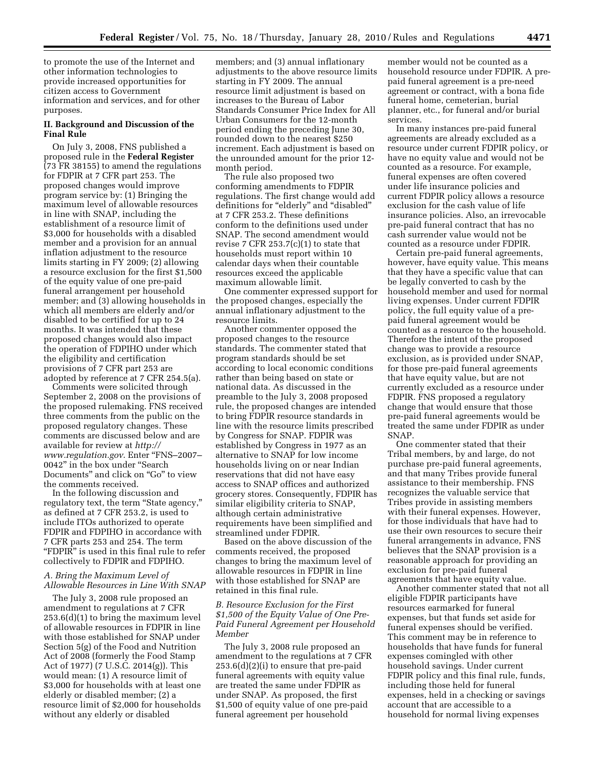to promote the use of the Internet and other information technologies to provide increased opportunities for citizen access to Government information and services, and for other purposes.

## II. Background and Discussion of the Final Rule

On July 3, 2008, FNS published a proposed rule in the **Federal Register** (73 FR 38155) to amend the regulations for FDPIR at 7 CFR part 253. The proposed changes would improve program service by: (1) Bringing the maximum level of allowable resources in line with SNAP, including the establishment of a resource limit of $3,000 for households with a disabled member and a provision for an annual inflation adjustment to the resource limits starting in FY 2009; (2) allowing a resource exclusion for the first $1,500 of the equity value of one pre-paid funeral arrangement per household member; and (3) allowing households in which all members are elderly and/or disabled to be certified for up to 24 months. It was intended that these proposed changes would also impact the operation of FDPIHO under which the eligibility and certification provisions of 7 CFR part 253 are adopted by reference at 7 CFR 254.5(a).

Comments were solicited through September 2, 2008 on the provisions of the proposed rulemaking. FNS received three comments from the public on the proposed regulatory changes. These comments are discussed below and are available for review at *http://www.regulation.gov*. Enter "FNS–2007–0042" in the box under "Search Documents" and click on "Go" to view the comments received.

In the following discussion and regulatory text, the term "State agency," as defined at 7 CFR 253.2, is used to include ITOs authorized to operate FDPIR and FDPIHO in accordance with 7 CFR parts 253 and 254. The term "FDPIR" is used in this final rule to refer collectively to FDPIR and FDPIHO.

### *A. Bring the Maximum Level of Allowable Resources in Line With SNAP*

The July 3, 2008 rule proposed an amendment to regulations at 7 CFR 253.6(d)(1) to bring the maximum level of allowable resources in FDPIR in line with those established for SNAP under Section 5(g) of the Food and Nutrition Act of 2008 (formerly the Food Stamp Act of 1977) (7 U.S.C. 2014(g)). This would mean: (1) A resource limit of $3,000 for households with at least one elderly or disabled member; (2) a resource limit of $2,000 for households without any elderly or disabled members; and (3) annual inflationary adjustments to the above resource limits starting in FY 2009. The annual resource limit adjustment is based on increases to the Bureau of Labor Standards Consumer Price Index for All Urban Consumers for the 12-month period ending the preceding June 30, rounded down to the nearest $250 increment. Each adjustment is based on the unrounded amount for the prior 12-month period.

The rule also proposed two conforming amendments to FDPIR regulations. The first change would add definitions for "elderly" and "disabled" at 7 CFR 253.2. These definitions conform to the definitions used under SNAP. The second amendment would revise 7 CFR 253.7(c)(1) to state that households must report within 10 calendar days when their countable resources exceed the applicable maximum allowable limit.

One commenter expressed support for the proposed changes, especially the annual inflationary adjustment to the resource limits.

Another commenter opposed the proposed changes to the resource standards. The commenter stated that program standards should be set according to local economic conditions rather than being based on state or national data. As discussed in the preamble to the July 3, 2008 proposed rule, the proposed changes are intended to bring FDPIR resource standards in line with the resource limits prescribed by Congress for SNAP. FDPIR was established by Congress in 1977 as an alternative to SNAP for low income households living on or near Indian reservations that did not have easy access to SNAP offices and authorized grocery stores. Consequently, FDPIR has similar eligibility criteria to SNAP, although certain administrative requirements have been simplified and streamlined under FDPIR.

Based on the above discussion of the comments received, the proposed changes to bring the maximum level of allowable resources in FDPIR in line with those established for SNAP are retained in this final rule.

### *B. Resource Exclusion for the First $1,500 of the Equity Value of One Pre-Paid Funeral Agreement per Household Member*

The July 3, 2008 rule proposed an amendment to the regulations at 7 CFR 253.6(d)(2)(i) to ensure that pre-paid funeral agreements with equity value are treated the same under FDPIR as under SNAP. As proposed, the first $1,500 of equity value of one pre-paid funeral agreement per household member would not be counted as a household resource under FDPIR. A pre-paid funeral agreement is a pre-need agreement or contract, with a bona fide funeral home, cemeterian, burial planner, etc., for funeral and/or burial services.

In many instances pre-paid funeral agreements are already excluded as a resource under current FDPIR policy, or have no equity value and would not be counted as a resource. For example, funeral expenses are often covered under life insurance policies and current FDPIR policy allows a resource exclusion for the cash value of life insurance policies. Also, an irrevocable pre-paid funeral contract that has no cash surrender value would not be counted as a resource under FDPIR.

Certain pre-paid funeral agreements, however, have equity value. This means that they have a specific value that can be legally converted to cash by the household member and used for normal living expenses. Under current FDPIR policy, the full equity value of a pre-paid funeral agreement would be counted as a resource to the household. Therefore the intent of the proposed change was to provide a resource exclusion, as is provided under SNAP, for those pre-paid funeral agreements that have equity value, but are not currently excluded as a resource under FDPIR. FNS proposed a regulatory change that would ensure that those pre-paid funeral agreements would be treated the same under FDPIR as under SNAP.

One commenter stated that their Tribal members, by and large, do not purchase pre-paid funeral agreements, and that many Tribes provide funeral assistance to their membership. FNS recognizes the valuable service that Tribes provide in assisting members with their funeral expenses. However, for those individuals that have had to use their own resources to secure their funeral arrangements in advance, FNS believes that the SNAP provision is a reasonable approach for providing an exclusion for pre-paid funeral agreements that have equity value.

Another commenter stated that not all eligible FDPIR participants have resources earmarked for funeral expenses, but that funds set aside for funeral expenses should be verified. This comment may be in reference to households that have funds for funeral expenses comingled with other household savings. Under current FDPIR policy and this final rule, funds, including those held for funeral expenses, held in a checking or savings account that are accessible to a household for normal living expenses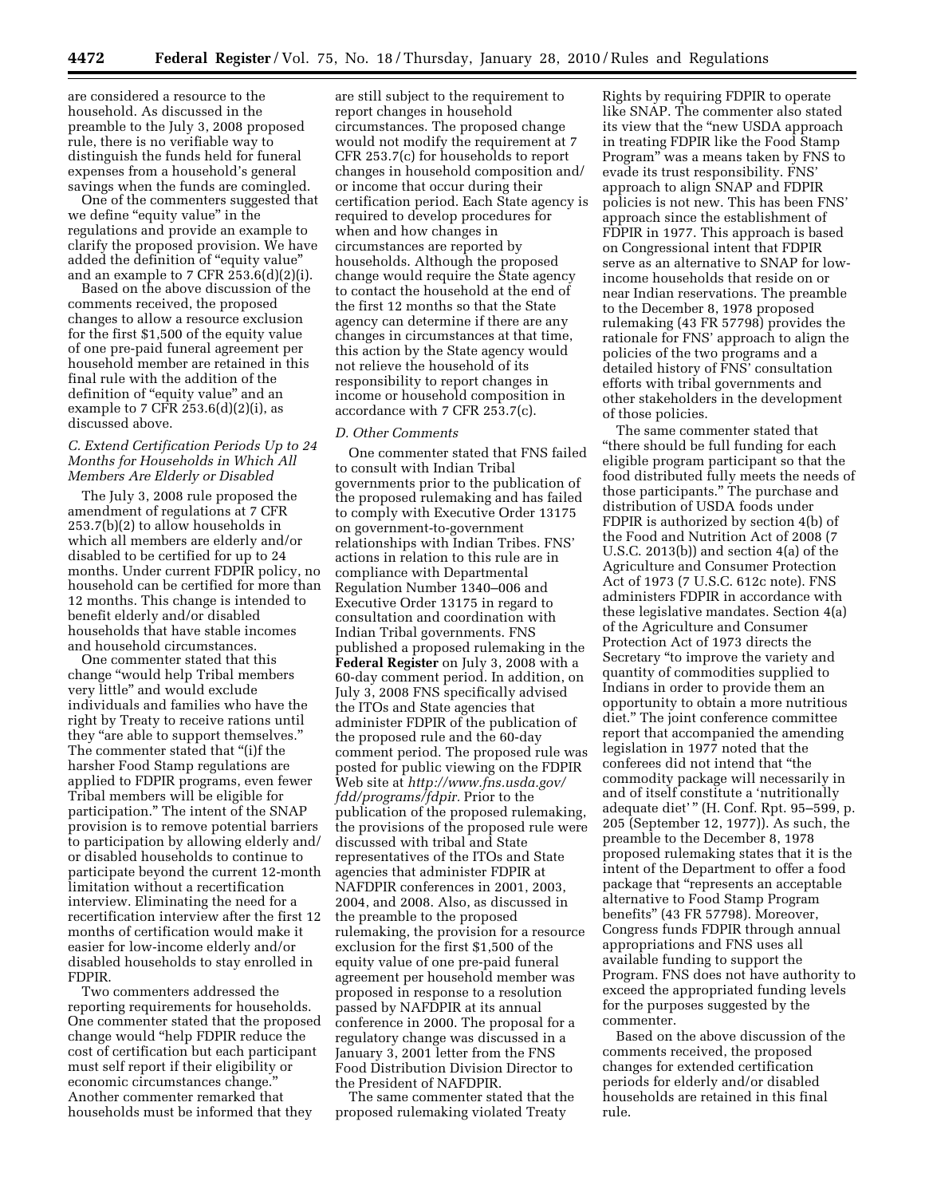are considered a resource to the household. As discussed in the preamble to the July 3, 2008 proposed rule, there is no verifiable way to distinguish the funds held for funeral expenses from a household's general savings when the funds are comingled.

One of the commenters suggested that we define "equity value" in the regulations and provide an example to clarify the proposed provision. We have added the definition of "equity value" and an example to 7 CFR 253.6(d)(2)(i).

Based on the above discussion of the comments received, the proposed changes to allow a resource exclusion for the first $1,500 of the equity value of one pre-paid funeral agreement per household member are retained in this final rule with the addition of the definition of "equity value" and an example to 7 CFR 253.6(d)(2)(i), as discussed above.

### C. Extend Certification Periods Up to 24 Months for Households in Which All Members Are Elderly or Disabled

The July 3, 2008 rule proposed the amendment of regulations at 7 CFR 253.7(b)(2) to allow households in which all members are elderly and/or disabled to be certified for up to 24 months. Under current FDPIR policy, no household can be certified for more than 12 months. This change is intended to benefit elderly and/or disabled households that have stable incomes and household circumstances.

One commenter stated that this change "would help Tribal members very little" and would exclude individuals and families who have the right by Treaty to receive rations until they "are able to support themselves." The commenter stated that "(i)f the harsher Food Stamp regulations are applied to FDPIR programs, even fewer Tribal members will be eligible for participation." The intent of the SNAP provision is to remove potential barriers to participation by allowing elderly and/or disabled households to continue to participate beyond the current 12-month limitation without a recertification interview. Eliminating the need for a recertification interview after the first 12 months of certification would make it easier for low-income elderly and/or disabled households to stay enrolled in FDPIR.

Two commenters addressed the reporting requirements for households. One commenter stated that the proposed change would "help FDPIR reduce the cost of certification but each participant must self report if their eligibility or economic circumstances change." Another commenter remarked that households must be informed that they are still subject to the requirement to report changes in household circumstances. The proposed change would not modify the requirement at 7 CFR 253.7(c) for households to report changes in household composition and/or income that occur during their certification period. Each State agency is required to develop procedures for when and how changes in circumstances are reported by households. Although the proposed change would require the State agency to contact the household at the end of the first 12 months so that the State agency can determine if there are any changes in circumstances at that time, this action by the State agency would not relieve the household of its responsibility to report changes in income or household composition in accordance with 7 CFR 253.7(c).

### D. Other Comments

One commenter stated that FNS failed to consult with Indian Tribal governments prior to the publication of the proposed rulemaking and has failed to comply with Executive Order 13175 on government-to-government relationships with Indian Tribes. FNS' actions in relation to this rule are in compliance with Departmental Regulation Number 1340–006 and Executive Order 13175 in regard to consultation and coordination with Indian Tribal governments. FNS published a proposed rulemaking in the **Federal Register** on July 3, 2008 with a 60-day comment period. In addition, on July 3, 2008 FNS specifically advised the ITOs and State agencies that administer FDPIR of the publication of the proposed rule and the 60-day comment period. The proposed rule was posted for public viewing on the FDPIR Web site at *http://www.fns.usda.gov/fdd/programs/fdpir.* Prior to the publication of the proposed rulemaking, the provisions of the proposed rule were discussed with tribal and State representatives of the ITOs and State agencies that administer FDPIR at NAFDPIR conferences in 2001, 2003, 2004, and 2008. Also, as discussed in the preamble to the proposed rulemaking, the provision for a resource exclusion for the first $1,500 of the equity value of one pre-paid funeral agreement per household member was proposed in response to a resolution passed by NAFDPIR at its annual conference in 2000. The proposal for a regulatory change was discussed in a January 3, 2001 letter from the FNS Food Distribution Division Director to the President of NAFDPIR.

The same commenter stated that the proposed rulemaking violated Treaty Rights by requiring FDPIR to operate like SNAP. The commenter also stated its view that the "new USDA approach in treating FDPIR like the Food Stamp Program" was a means taken by FNS to evade its trust responsibility. FNS' approach to align SNAP and FDPIR policies is not new. This has been FNS' approach since the establishment of FDPIR in 1977. This approach is based on Congressional intent that FDPIR serve as an alternative to SNAP for low-income households that reside on or near Indian reservations. The preamble to the December 8, 1978 proposed rulemaking (43 FR 57798) provides the rationale for FNS' approach to align the policies of the two programs and a detailed history of FNS' consultation efforts with tribal governments and other stakeholders in the development of those policies.

The same commenter stated that "there should be full funding for each eligible program participant so that the food distributed fully meets the needs of those participants." The purchase and distribution of USDA foods under FDPIR is authorized by section 4(b) of the Food and Nutrition Act of 2008 (7 U.S.C. 2013(b)) and section 4(a) of the Agriculture and Consumer Protection Act of 1973 (7 U.S.C. 612c note). FNS administers FDPIR in accordance with these legislative mandates. Section 4(a) of the Agriculture and Consumer Protection Act of 1973 directs the Secretary "to improve the variety and quantity of commodities supplied to Indians in order to provide them an opportunity to obtain a more nutritious diet." The joint conference committee report that accompanied the amending legislation in 1977 noted that the conferees did not intend that "the commodity package will necessarily in and of itself constitute a 'nutritionally adequate diet' " (H. Conf. Rpt. 95–599, p. 205 (September 12, 1977)). As such, the preamble to the December 8, 1978 proposed rulemaking states that it is the intent of the Department to offer a food package that "represents an acceptable alternative to Food Stamp Program benefits" (43 FR 57798). Moreover, Congress funds FDPIR through annual appropriations and FNS uses all available funding to support the Program. FNS does not have authority to exceed the appropriated funding levels for the purposes suggested by the commenter.

Based on the above discussion of the comments received, the proposed changes for extended certification periods for elderly and/or disabled households are retained in this final rule.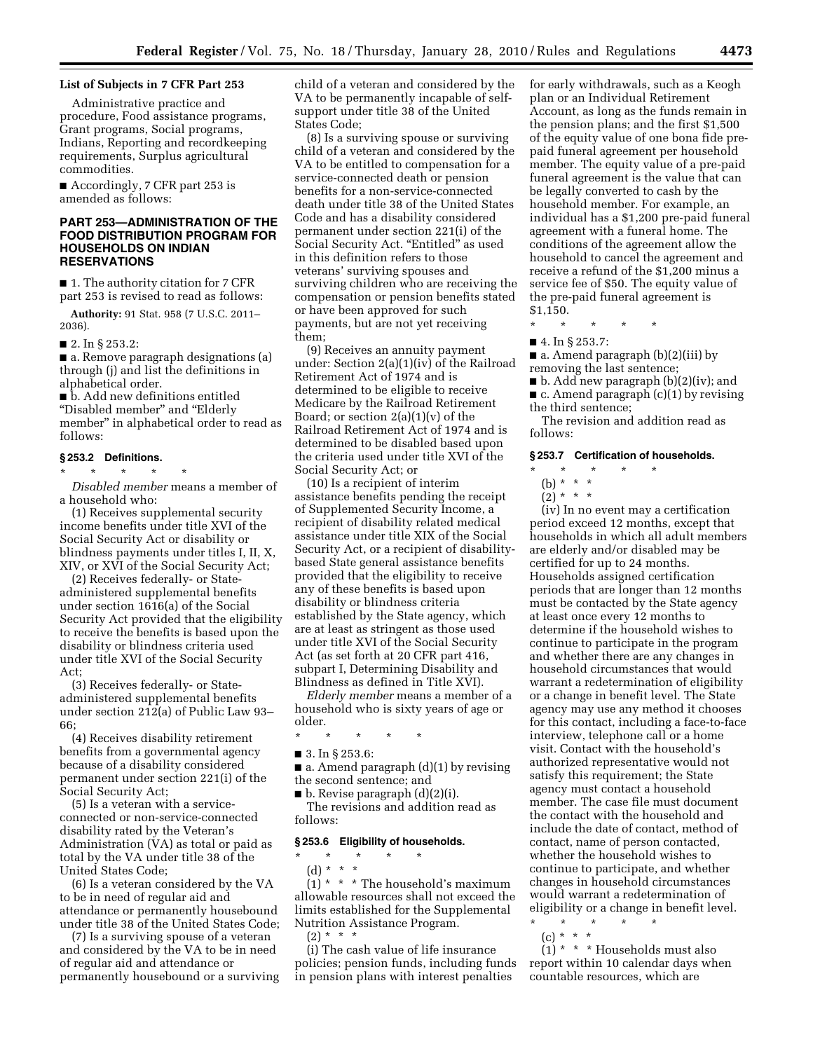### List of Subjects in 7 CFR Part 253

Administrative practice and procedure, Food assistance programs, Grant programs, Social programs, Indians, Reporting and recordkeeping requirements, Surplus agricultural commodities.

■ Accordingly, 7 CFR part 253 is amended as follows:

## PART 253—ADMINISTRATION OF THE FOOD DISTRIBUTION PROGRAM FOR HOUSEHOLDS ON INDIAN RESERVATIONS

■ 1. The authority citation for 7 CFR part 253 is revised to read as follows:

**Authority:** 91 Stat. 958 (7 U.S.C. 2011–2036).

■ 2. In § 253.2:

■ a. Remove paragraph designations (a) through (j) and list the definitions in alphabetical order.

■ b. Add new definitions entitled "Disabled member" and "Elderly member" in alphabetical order to read as follows:

### § 253.2 Definitions.

\* \* \* \* \*

*Disabled member* means a member of a household who:

(1) Receives supplemental security income benefits under title XVI of the Social Security Act or disability or blindness payments under titles I, II, X, XIV, or XVI of the Social Security Act;

(2) Receives federally- or State-administered supplemental benefits under section 1616(a) of the Social Security Act provided that the eligibility to receive the benefits is based upon the disability or blindness criteria used under title XVI of the Social Security Act;

(3) Receives federally- or State-administered supplemental benefits under section 212(a) of Public Law 93–66;

(4) Receives disability retirement benefits from a governmental agency because of a disability considered permanent under section 221(i) of the Social Security Act;

(5) Is a veteran with a service-connected or non-service-connected disability rated by the Veteran's Administration (VA) as total or paid as total by the VA under title 38 of the United States Code;

(6) Is a veteran considered by the VA to be in need of regular aid and attendance or permanently housebound under title 38 of the United States Code;

(7) Is a surviving spouse of a veteran and considered by the VA to be in need of regular aid and attendance or permanently housebound or a surviving child of a veteran and considered by the VA to be permanently incapable of self-support under title 38 of the United States Code;

(8) Is a surviving spouse or surviving child of a veteran and considered by the VA to be entitled to compensation for a service-connected death or pension benefits for a non-service-connected death under title 38 of the United States Code and has a disability considered permanent under section 221(i) of the Social Security Act. "Entitled" as used in this definition refers to those veterans' surviving spouses and surviving children who are receiving the compensation or pension benefits stated or have been approved for such payments, but are not yet receiving them;

(9) Receives an annuity payment under: Section 2(a)(1)(iv) of the Railroad Retirement Act of 1974 and is determined to be eligible to receive Medicare by the Railroad Retirement Board; or section 2(a)(1)(v) of the Railroad Retirement Act of 1974 and is determined to be disabled based upon the criteria used under title XVI of the Social Security Act; or

(10) Is a recipient of interim assistance benefits pending the receipt of Supplemented Security Income, a recipient of disability related medical assistance under title XIX of the Social Security Act, or a recipient of disability-based State general assistance benefits provided that the eligibility to receive any of these benefits is based upon disability or blindness criteria established by the State agency, which are at least as stringent as those used under title XVI of the Social Security Act (as set forth at 20 CFR part 416, subpart I, Determining Disability and Blindness as defined in Title XVI).

*Elderly member* means a member of a household who is sixty years of age or older.

\* \* \* \* \*

■ 3. In § 253.6:

■ a. Amend paragraph (d)(1) by revising the second sentence; and

■ b. Revise paragraph (d)(2)(i).

The revisions and addition read as follows:

### § 253.6 Eligibility of households.

\* \* \* \* \*

(d) \* \* \*

(1) \* \* \* The household's maximum allowable resources shall not exceed the limits established for the Supplemental Nutrition Assistance Program.

(2) \* \* \*

(i) The cash value of life insurance policies; pension funds, including funds in pension plans with interest penalties for early withdrawals, such as a Keogh plan or an Individual Retirement Account, as long as the funds remain in the pension plans; and the first $1,500 of the equity value of one bona fide pre-paid funeral agreement per household member. The equity value of a pre-paid funeral agreement is the value that can be legally converted to cash by the household member. For example, an individual has a $1,200 pre-paid funeral agreement with a funeral home. The conditions of the agreement allow the household to cancel the agreement and receive a refund of the $1,200 minus a service fee of $50. The equity value of the pre-paid funeral agreement is $1,150.

\* \* \* \* \*

■ 4. In § 253.7:

■ a. Amend paragraph (b)(2)(iii) by removing the last sentence;

■ b. Add new paragraph (b)(2)(iv); and

■ c. Amend paragraph (c)(1) by revising the third sentence;

The revision and addition read as follows:

### § 253.7 Certification of households.

\* \* \* \* \*

(b) \* \* \*

(2) \* \* \*

(iv) In no event may a certification period exceed 12 months, except that households in which all adult members are elderly and/or disabled may be certified for up to 24 months. Households assigned certification periods that are longer than 12 months must be contacted by the State agency at least once every 12 months to determine if the household wishes to continue to participate in the program and whether there are any changes in household circumstances that would warrant a redetermination of eligibility or a change in benefit level. The State agency may use any method it chooses for this contact, including a face-to-face interview, telephone call or a home visit. Contact with the household's authorized representative would not satisfy this requirement; the State agency must contact a household member. The case file must document the contact with the household and include the date of contact, method of contact, name of person contacted, whether the household wishes to continue to participate, and whether changes in household circumstances would warrant a redetermination of eligibility or a change in benefit level.

\* \* \* \* \*

(c) \* \* \*

(1) \* \* \* Households must also report within 10 calendar days when countable resources, which are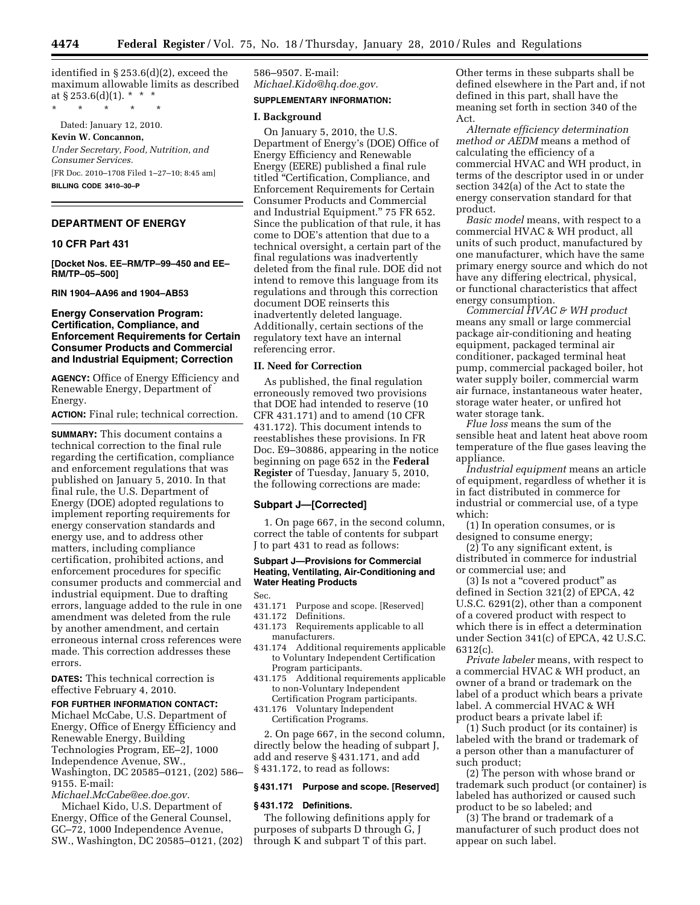identified in § 253.6(d)(2), exceed the maximum allowable limits as described at § 253.6(d)(1). * * *

\* \* \* \* \*

Dated: January 12, 2010.

**Kevin W. Concannon,**

*Under Secretary, Food, Nutrition, and Consumer Services.*

[FR Doc. 2010–1708 Filed 1–27–10; 8:45 am]

**BILLING CODE 3410–30–P**

## DEPARTMENT OF ENERGY

### 10 CFR Part 431

**[Docket Nos. EE–RM/TP–99–450 and EE–RM/TP–05–500]**

**RIN 1904–AA96 and 1904–AB53**

### Energy Conservation Program: Certification, Compliance, and Enforcement Requirements for Certain Consumer Products and Commercial and Industrial Equipment; Correction

**AGENCY:** Office of Energy Efficiency and Renewable Energy, Department of Energy.

**ACTION:** Final rule; technical correction.

**SUMMARY:** This document contains a technical correction to the final rule regarding the certification, compliance and enforcement regulations that was published on January 5, 2010. In that final rule, the U.S. Department of Energy (DOE) adopted regulations to implement reporting requirements for energy conservation standards and energy use, and to address other matters, including compliance certification, prohibited actions, and enforcement procedures for specific consumer products and commercial and industrial equipment. Due to drafting errors, language added to the rule in one amendment was deleted from the rule by another amendment, and certain erroneous internal cross references were made. This correction addresses these errors.

**DATES:** This technical correction is effective February 4, 2010.

**FOR FURTHER INFORMATION CONTACT:** Michael McCabe, U.S. Department of Energy, Office of Energy Efficiency and Renewable Energy, Building Technologies Program, EE–2J, 1000 Independence Avenue, SW., Washington, DC 20585–0121, (202) 586–9155. E-mail: *Michael.McCabe@ee.doe.gov.*

Michael Kido, U.S. Department of Energy, Office of the General Counsel, GC–72, 1000 Independence Avenue, SW., Washington, DC 20585–0121, (202) 586–9507. E-mail: *Michael.Kido@hq.doe.gov.*

**SUPPLEMENTARY INFORMATION:**

**I. Background**

On January 5, 2010, the U.S. Department of Energy's (DOE) Office of Energy Efficiency and Renewable Energy (EERE) published a final rule titled "Certification, Compliance, and Enforcement Requirements for Certain Consumer Products and Commercial and Industrial Equipment." 75 FR 652. Since the publication of that rule, it has come to DOE's attention that due to a technical oversight, a certain part of the final regulations was inadvertently deleted from the final rule. DOE did not intend to remove this language from its regulations and through this correction document DOE reinserts this inadvertently deleted language. Additionally, certain sections of the regulatory text have an internal referencing error.

**II. Need for Correction**

As published, the final regulation erroneously removed two provisions that DOE had intended to reserve (10 CFR 431.171) and to amend (10 CFR 431.172). This document intends to reestablishes these provisions. In FR Doc. E9–30886, appearing in the notice beginning on page 652 in the **Federal Register** of Tuesday, January 5, 2010, the following corrections are made:

### Subpart J—[Corrected]

1. On page 667, in the second column, correct the table of contents for subpart J to part 431 to read as follows:

**Subpart J—Provisions for Commercial Heating, Ventilating, Air-Conditioning and Water Heating Products**

Sec.
431.171 Purpose and scope. [Reserved]
431.172 Definitions.
431.173 Requirements applicable to all manufacturers.
431.174 Additional requirements applicable to Voluntary Independent Certification Program participants.
431.175 Additional requirements applicable to non-Voluntary Independent Certification Program participants.
431.176 Voluntary Independent Certification Programs.

2. On page 667, in the second column, directly below the heading of subpart J, add and reserve § 431.171, and add § 431.172, to read as follows:

**§ 431.171 Purpose and scope. [Reserved]**

**§ 431.172 Definitions.**

The following definitions apply for purposes of subparts D through G, J through K and subpart T of this part. Other terms in these subparts shall be defined elsewhere in the Part and, if not defined in this part, shall have the meaning set forth in section 340 of the Act.

*Alternate efficiency determination method or AEDM* means a method of calculating the efficiency of a commercial HVAC and WH product, in terms of the descriptor used in or under section 342(a) of the Act to state the energy conservation standard for that product.

*Basic model* means, with respect to a commercial HVAC & WH product, all units of such product, manufactured by one manufacturer, which have the same primary energy source and which do not have any differing electrical, physical, or functional characteristics that affect energy consumption.

*Commercial HVAC & WH product* means any small or large commercial package air-conditioning and heating equipment, packaged terminal air conditioner, packaged terminal heat pump, commercial packaged boiler, hot water supply boiler, commercial warm air furnace, instantaneous water heater, storage water heater, or unfired hot water storage tank.

*Flue loss* means the sum of the sensible heat and latent heat above room temperature of the flue gases leaving the appliance.

*Industrial equipment* means an article of equipment, regardless of whether it is in fact distributed in commerce for industrial or commercial use, of a type which:

(1) In operation consumes, or is designed to consume energy;

(2) To any significant extent, is distributed in commerce for industrial or commercial use; and

(3) Is not a "covered product" as defined in Section 321(2) of EPCA, 42 U.S.C. 6291(2), other than a component of a covered product with respect to which there is in effect a determination under Section 341(c) of EPCA, 42 U.S.C. 6312(c).

*Private labeler* means, with respect to a commercial HVAC & WH product, an owner of a brand or trademark on the label of a product which bears a private label. A commercial HVAC & WH product bears a private label if:

(1) Such product (or its container) is labeled with the brand or trademark of a person other than a manufacturer of such product;

(2) The person with whose brand or trademark such product (or container) is labeled has authorized or caused such product to be so labeled; and

(3) The brand or trademark of a manufacturer of such product does not appear on such label.